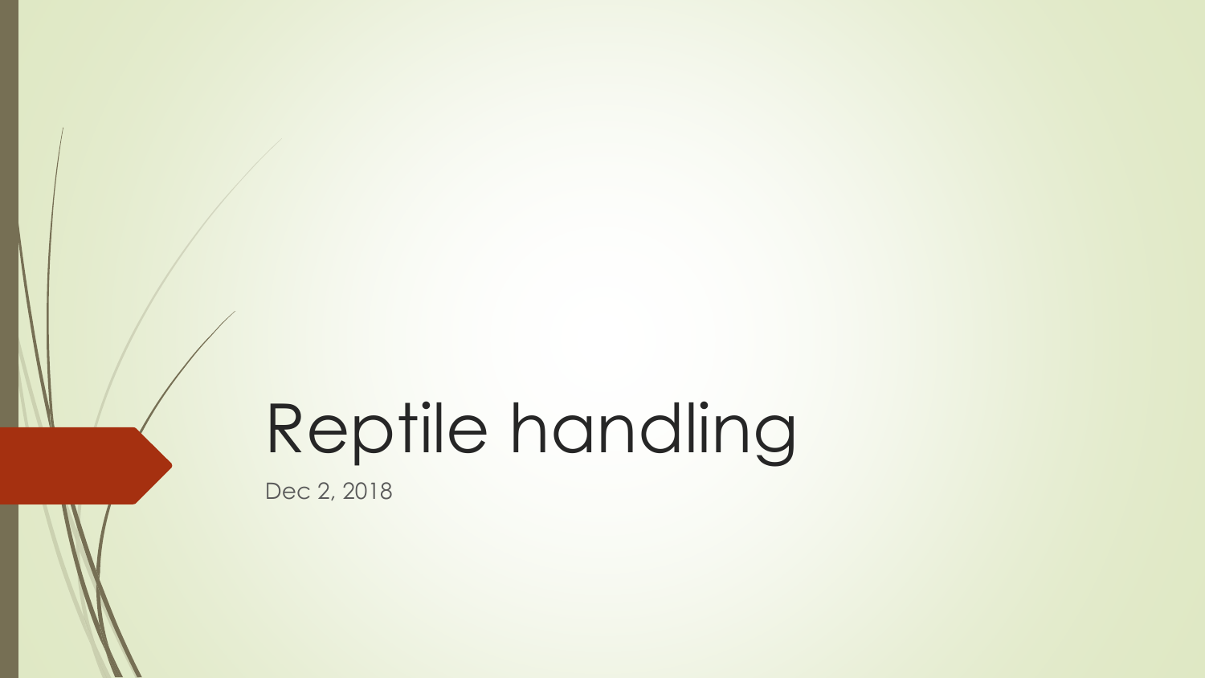# Reptile handling

Dec 2, 2018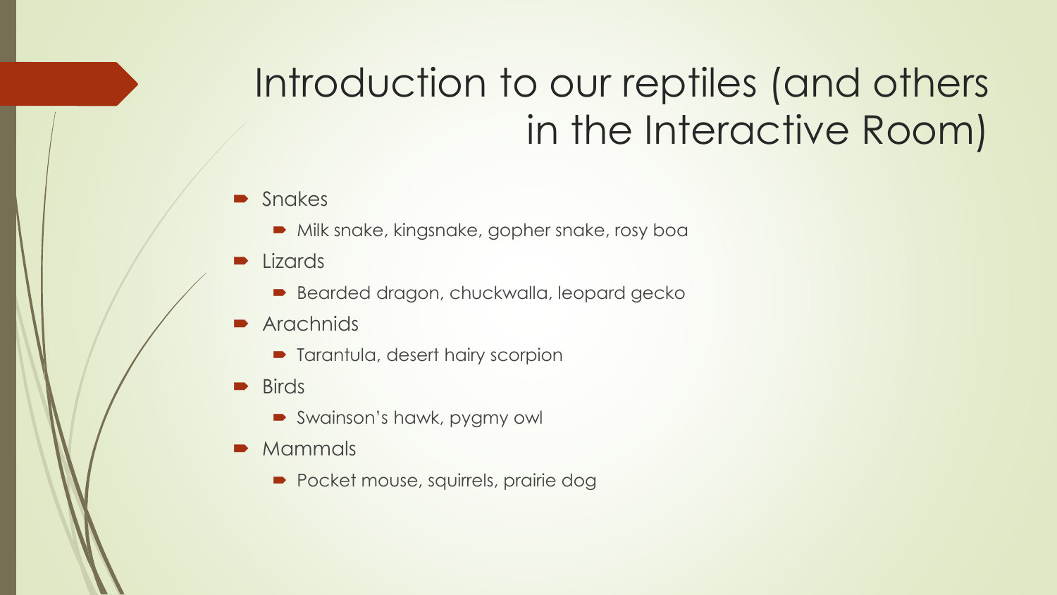# Introduction to our reptiles (and others in the Interactive Room)

- Snakes
  - Milk snake, kingsnake, gopher snake, rosy boa
- Lizards
  - Bearded dragon, chuckwalla, leopard gecko
- Arachnids
  - Tarantula, desert hairy scorpion
- Birds
  - Swainson's hawk, pygmy owl
- Mammals
  - Pocket mouse, squirrels, prairie dog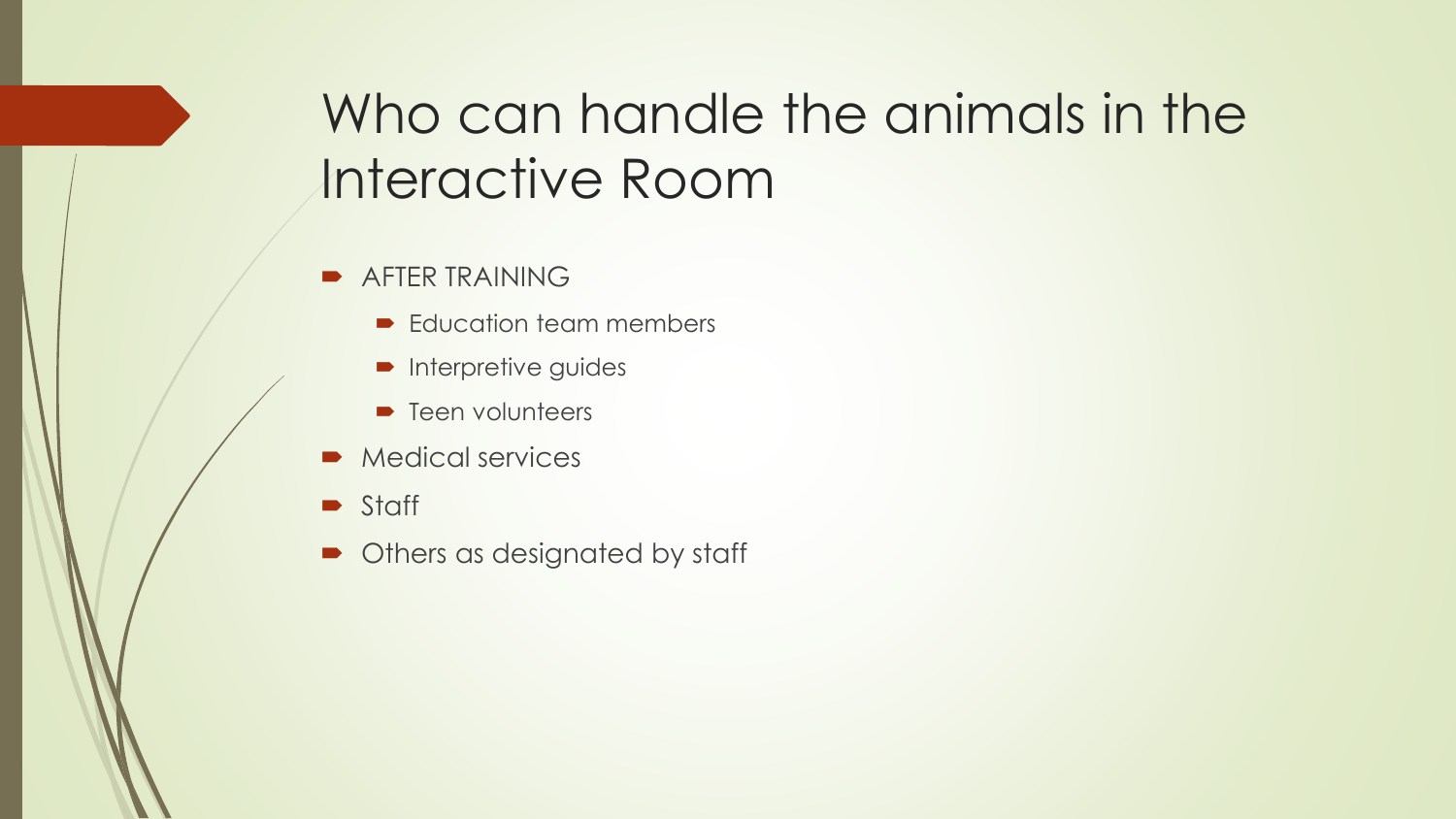# Who can handle the animals in the Interactive Room

- AFTER TRAINING
  - Education team members
  - Interpretive guides
  - Teen volunteers
- Medical services
- Staff
- Others as designated by staff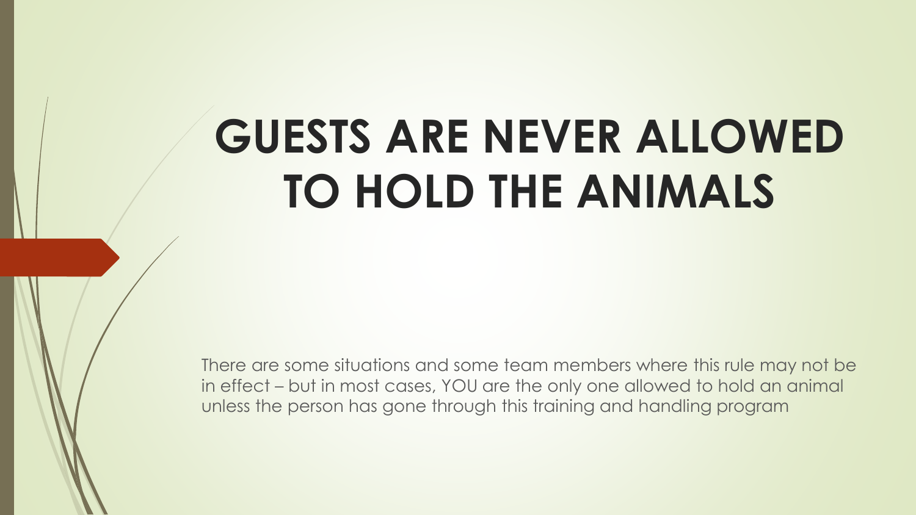# GUESTS ARE NEVER ALLOWED TO HOLD THE ANIMALS

There are some situations and some team members where this rule may not be in effect – but in most cases, YOU are the only one allowed to hold an animal unless the person has gone through this training and handling program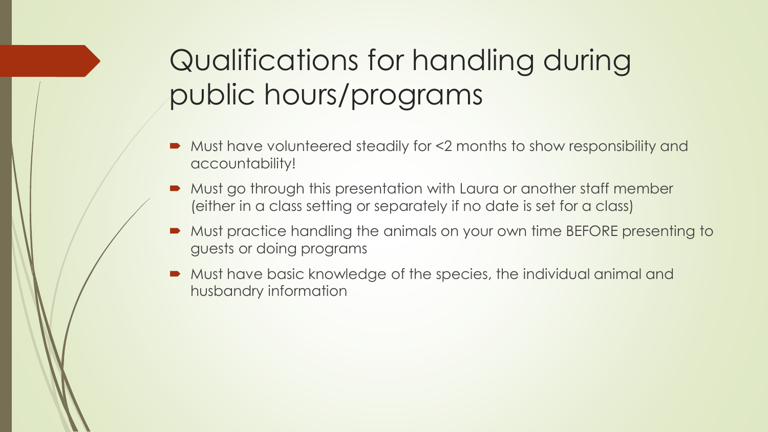# Qualifications for handling during public hours/programs

- Must have volunteered steadily for <2 months to show responsibility and accountability!
- Must go through this presentation with Laura or another staff member (either in a class setting or separately if no date is set for a class)
- Must practice handling the animals on your own time BEFORE presenting to guests or doing programs
- Must have basic knowledge of the species, the individual animal and husbandry information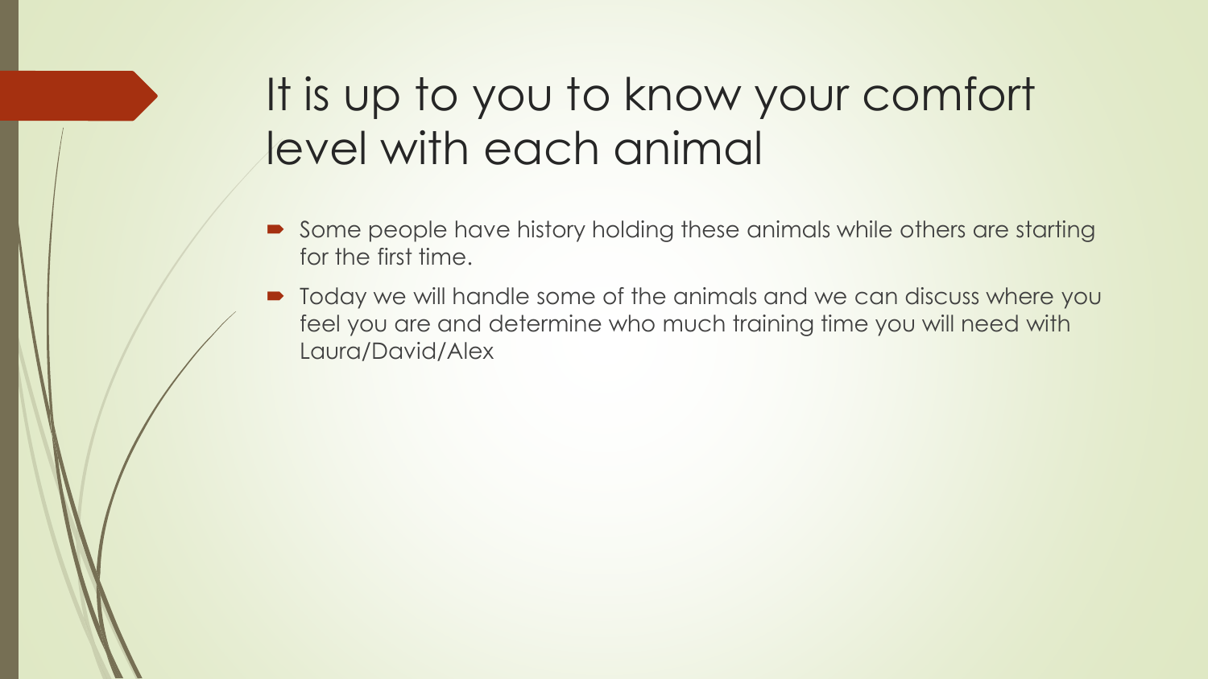# It is up to you to know your comfort level with each animal

- Some people have history holding these animals while others are starting for the first time.
- Today we will handle some of the animals and we can discuss where you feel you are and determine who much training time you will need with Laura/David/Alex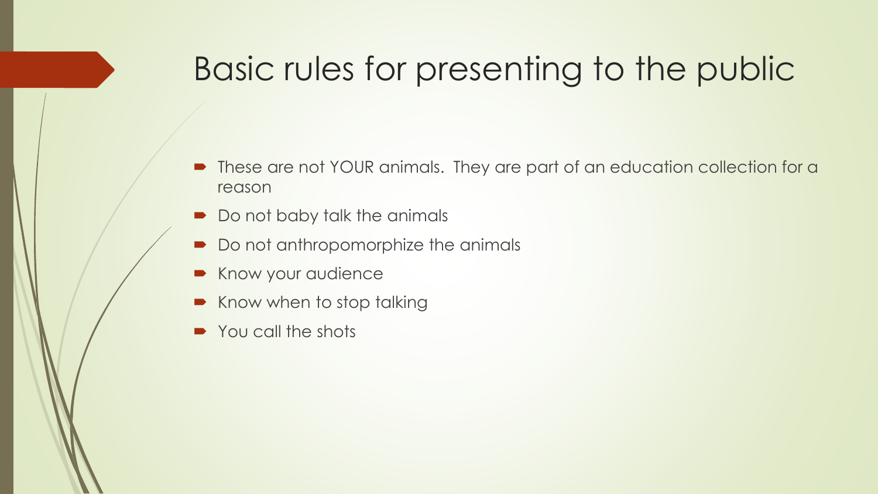# Basic rules for presenting to the public

- These are not YOUR animals.  They are part of an education collection for a reason
- Do not baby talk the animals
- Do not anthropomorphize the animals
- Know your audience
- Know when to stop talking
- You call the shots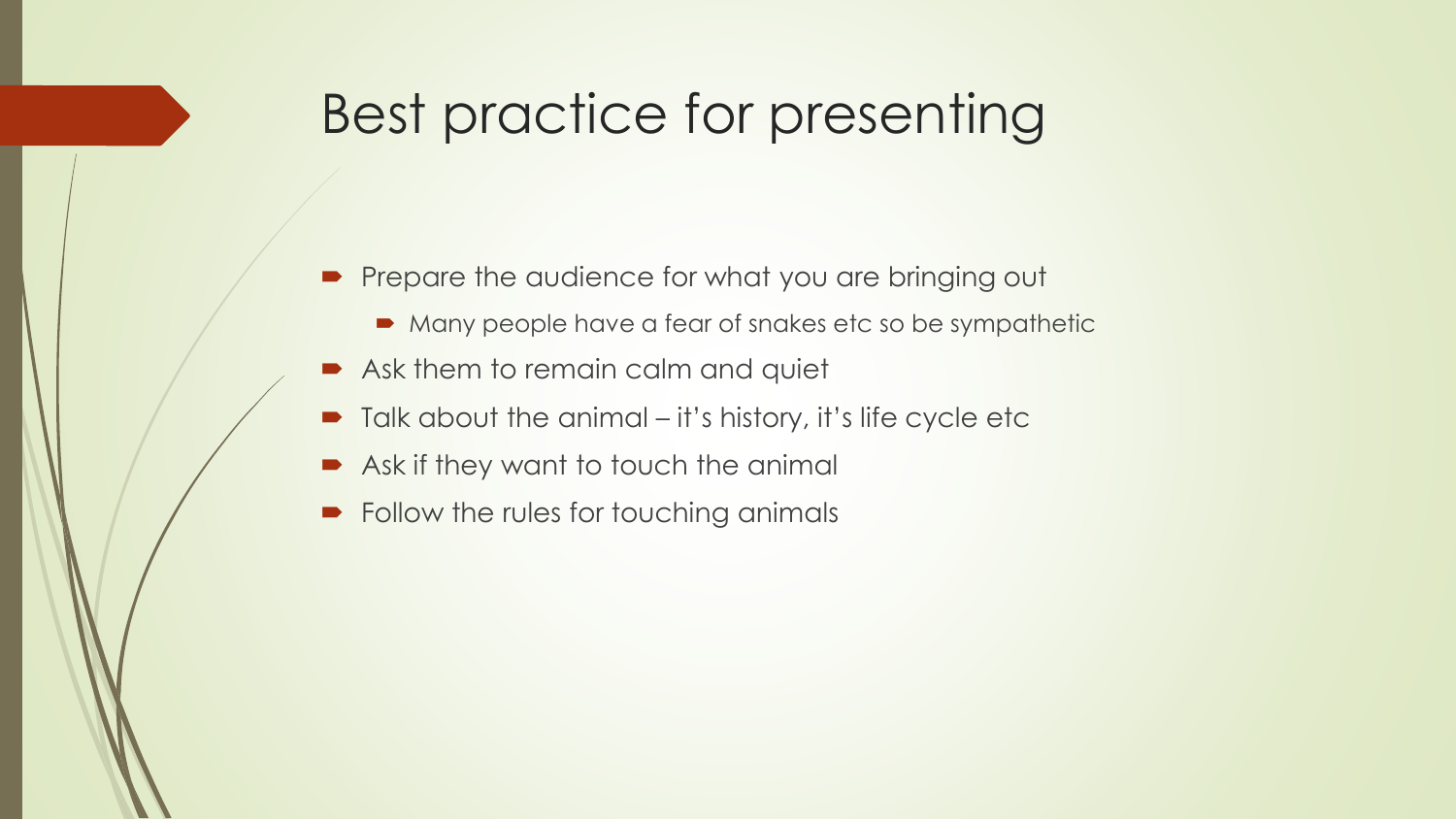# Best practice for presenting

- Prepare the audience for what you are bringing out
  - Many people have a fear of snakes etc so be sympathetic
- Ask them to remain calm and quiet
- Talk about the animal – it's history, it's life cycle etc
- Ask if they want to touch the animal
- Follow the rules for touching animals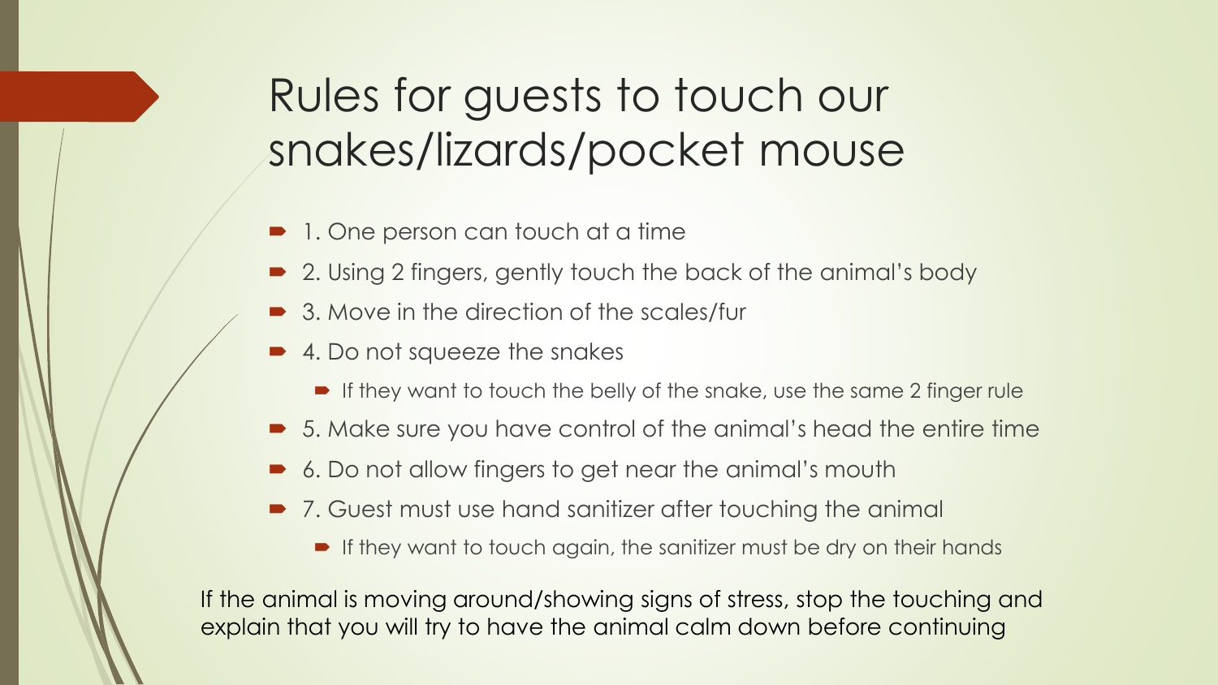# Rules for guests to touch our snakes/lizards/pocket mouse

- 1. One person can touch at a time
- 2. Using 2 fingers, gently touch the back of the animal's body
- 3. Move in the direction of the scales/fur
- 4. Do not squeeze the snakes
  - If they want to touch the belly of the snake, use the same 2 finger rule
- 5. Make sure you have control of the animal's head the entire time
- 6. Do not allow fingers to get near the animal's mouth
- 7. Guest must use hand sanitizer after touching the animal
  - If they want to touch again, the sanitizer must be dry on their hands

If the animal is moving around/showing signs of stress, stop the touching and explain that you will try to have the animal calm down before continuing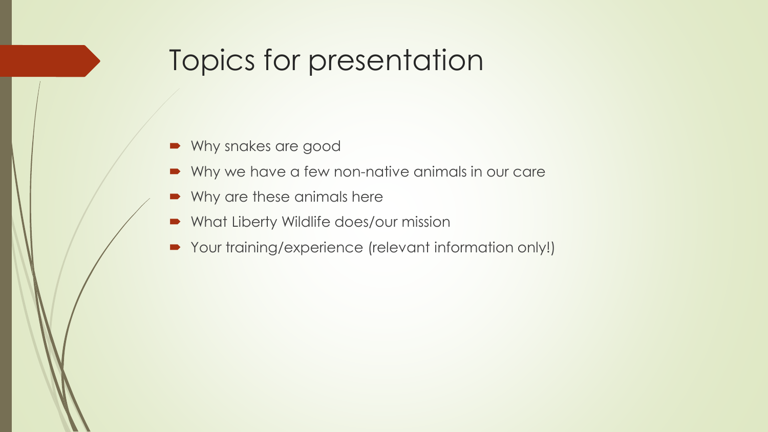# Topics for presentation

- Why snakes are good
- Why we have a few non-native animals in our care
- Why are these animals here
- What Liberty Wildlife does/our mission
- Your training/experience (relevant information only!)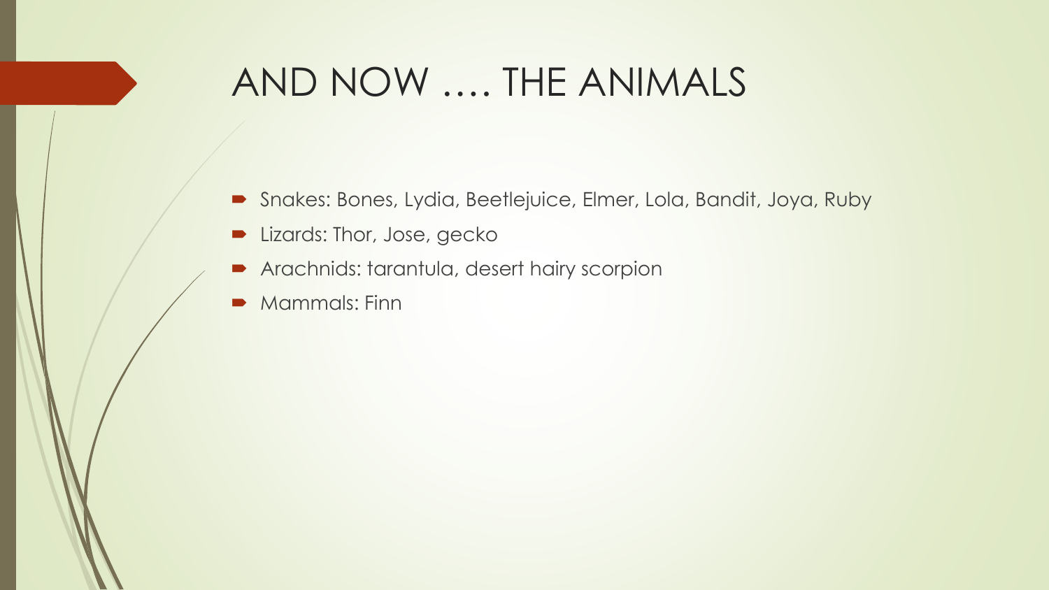# AND NOW …. THE ANIMALS

- Snakes: Bones, Lydia, Beetlejuice, Elmer, Lola, Bandit, Joya, Ruby
- Lizards: Thor, Jose, gecko
- Arachnids: tarantula, desert hairy scorpion
- Mammals: Finn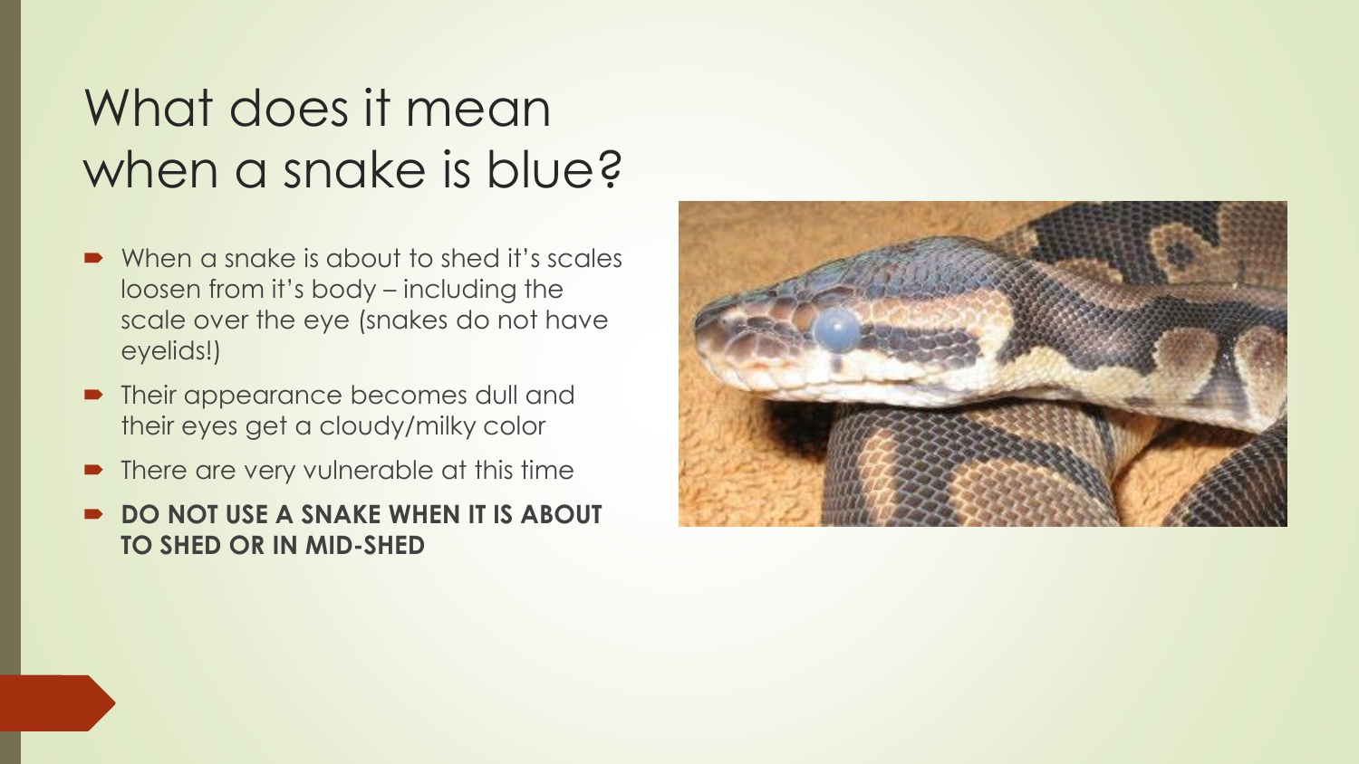# What does it mean when a snake is blue?

- When a snake is about to shed it's scales loosen from it's body – including the scale over the eye (snakes do not have eyelids!)
- Their appearance becomes dull and their eyes get a cloudy/milky color
- There are very vulnerable at this time
- **DO NOT USE A SNAKE WHEN IT IS ABOUT TO SHED OR IN MID-SHED**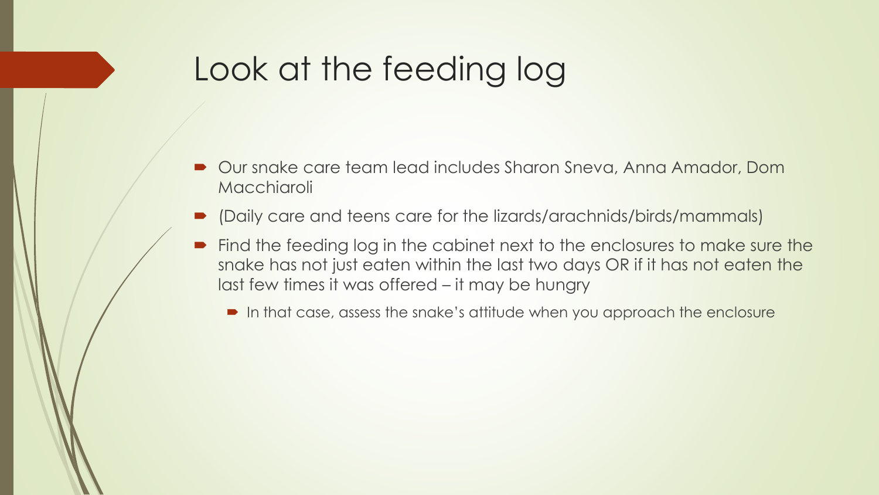# Look at the feeding log

- Our snake care team lead includes Sharon Sneva, Anna Amador, Dom Macchiaroli
- (Daily care and teens care for the lizards/arachnids/birds/mammals)
- Find the feeding log in the cabinet next to the enclosures to make sure the snake has not just eaten within the last two days OR if it has not eaten the last few times it was offered – it may be hungry
  - In that case, assess the snake's attitude when you approach the enclosure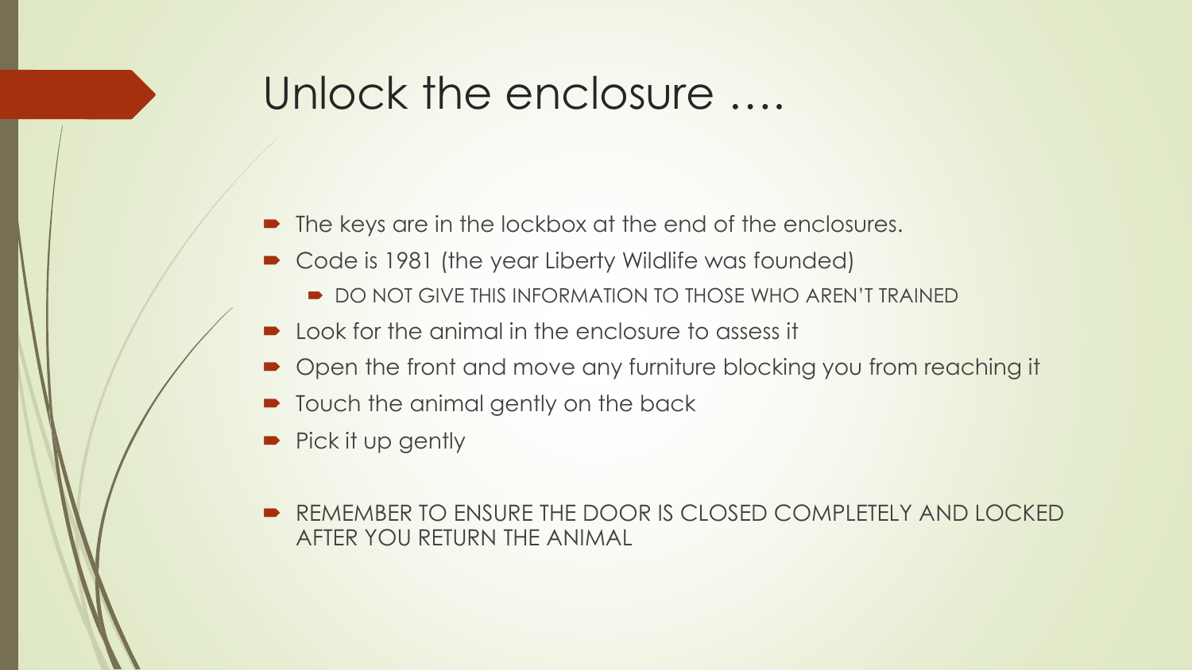# Unlock the enclosure ….

- The keys are in the lockbox at the end of the enclosures.
- Code is 1981 (the year Liberty Wildlife was founded)
  - DO NOT GIVE THIS INFORMATION TO THOSE WHO AREN'T TRAINED
- Look for the animal in the enclosure to assess it
- Open the front and move any furniture blocking you from reaching it
- Touch the animal gently on the back
- Pick it up gently

- REMEMBER TO ENSURE THE DOOR IS CLOSED COMPLETELY AND LOCKED AFTER YOU RETURN THE ANIMAL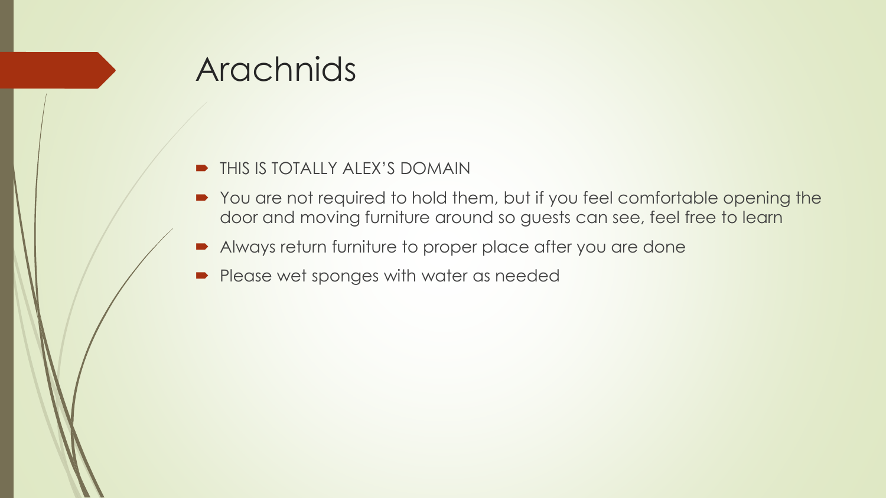# Arachnids

- THIS IS TOTALLY ALEX'S DOMAIN
- You are not required to hold them, but if you feel comfortable opening the door and moving furniture around so guests can see, feel free to learn
- Always return furniture to proper place after you are done
- Please wet sponges with water as needed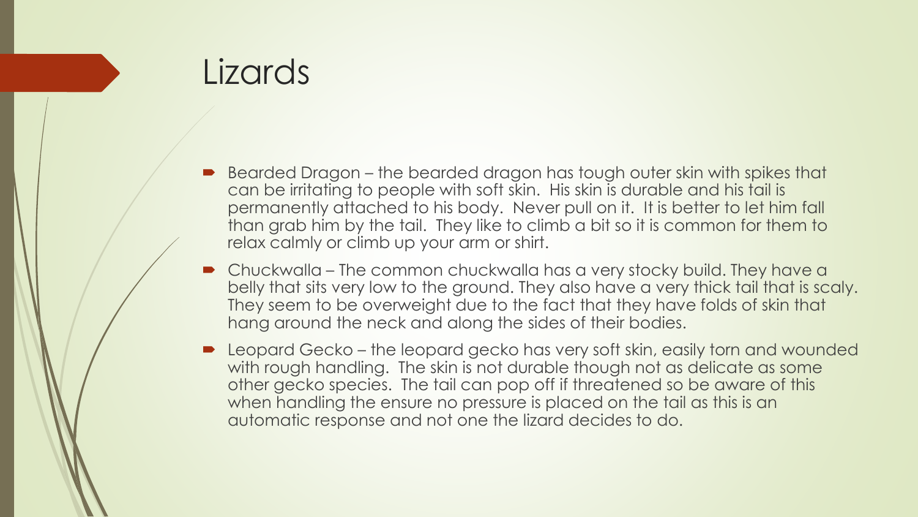# Lizards

- Bearded Dragon – the bearded dragon has tough outer skin with spikes that can be irritating to people with soft skin. His skin is durable and his tail is permanently attached to his body. Never pull on it. It is better to let him fall than grab him by the tail. They like to climb a bit so it is common for them to relax calmly or climb up your arm or shirt.
- Chuckwalla – The common chuckwalla has a very stocky build. They have a belly that sits very low to the ground. They also have a very thick tail that is scaly. They seem to be overweight due to the fact that they have folds of skin that hang around the neck and along the sides of their bodies.
- Leopard Gecko – the leopard gecko has very soft skin, easily torn and wounded with rough handling. The skin is not durable though not as delicate as some other gecko species. The tail can pop off if threatened so be aware of this when handling the ensure no pressure is placed on the tail as this is an automatic response and not one the lizard decides to do.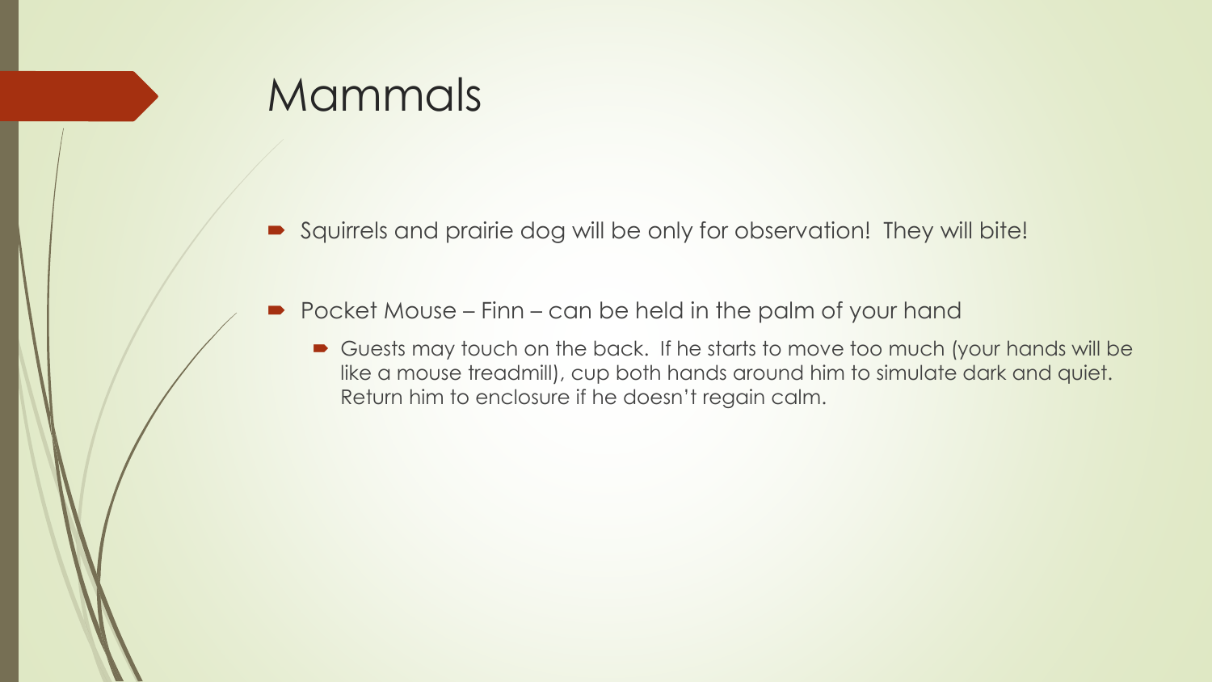# Mammals

- Squirrels and prairie dog will be only for observation! They will bite!
- Pocket Mouse – Finn – can be held in the palm of your hand
  - Guests may touch on the back. If he starts to move too much (your hands will be like a mouse treadmill), cup both hands around him to simulate dark and quiet. Return him to enclosure if he doesn't regain calm.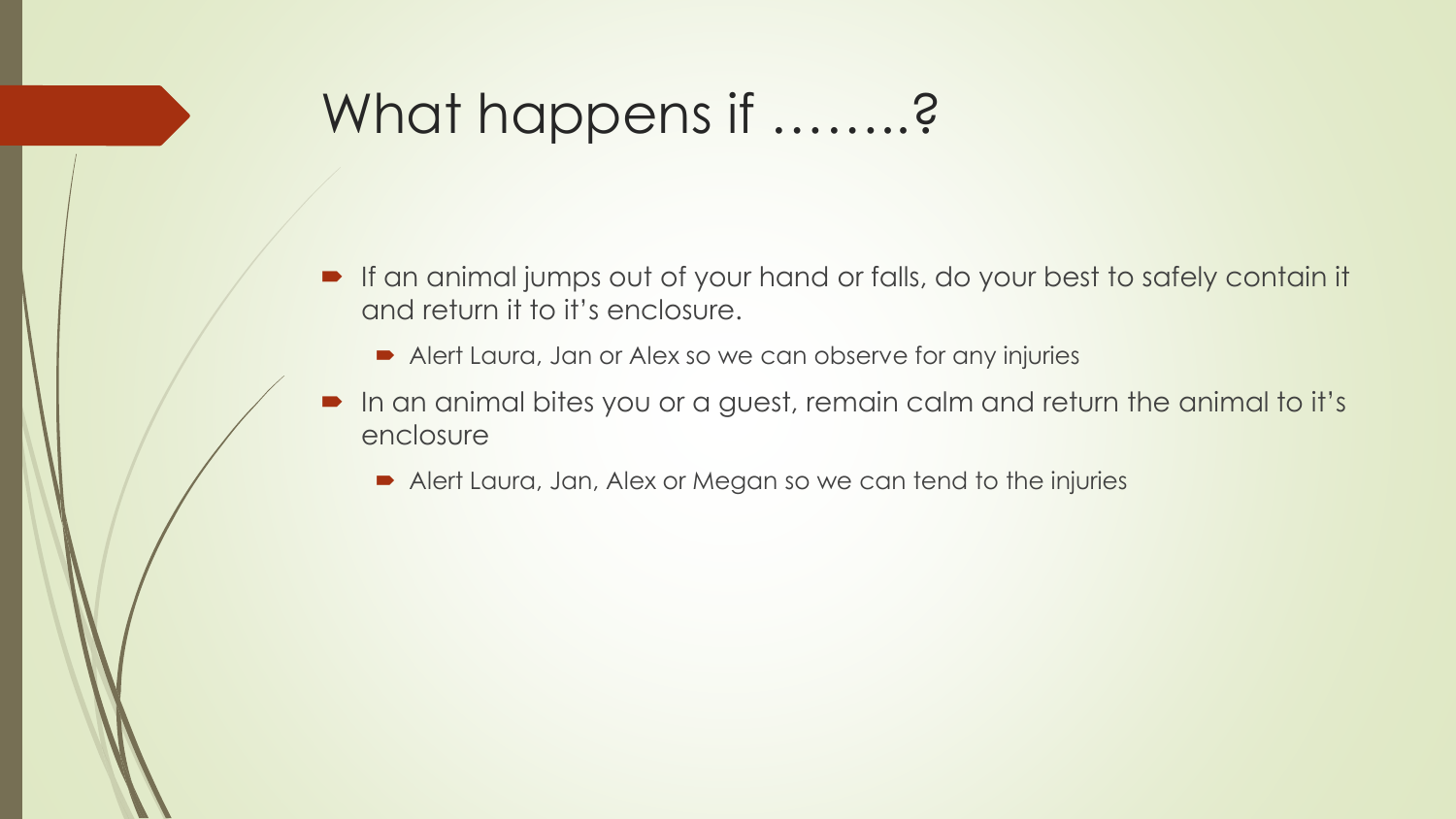# What happens if ……..?

- If an animal jumps out of your hand or falls, do your best to safely contain it and return it to it's enclosure.
  - Alert Laura, Jan or Alex so we can observe for any injuries
- In an animal bites you or a guest, remain calm and return the animal to it's enclosure
  - Alert Laura, Jan, Alex or Megan so we can tend to the injuries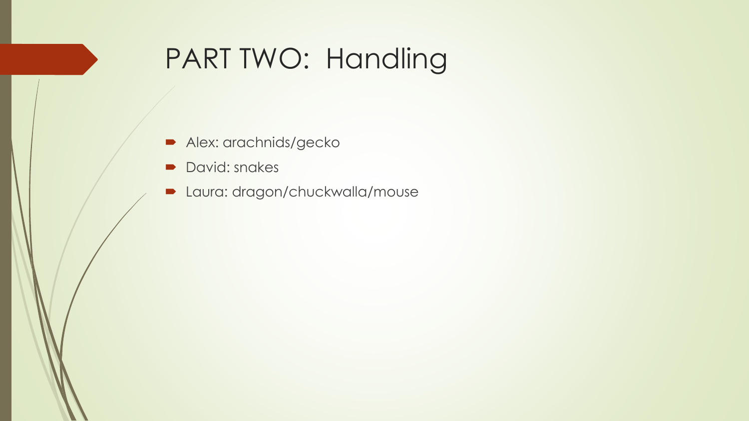# PART TWO: Handling

- Alex: arachnids/gecko
- David: snakes
- Laura: dragon/chuckwalla/mouse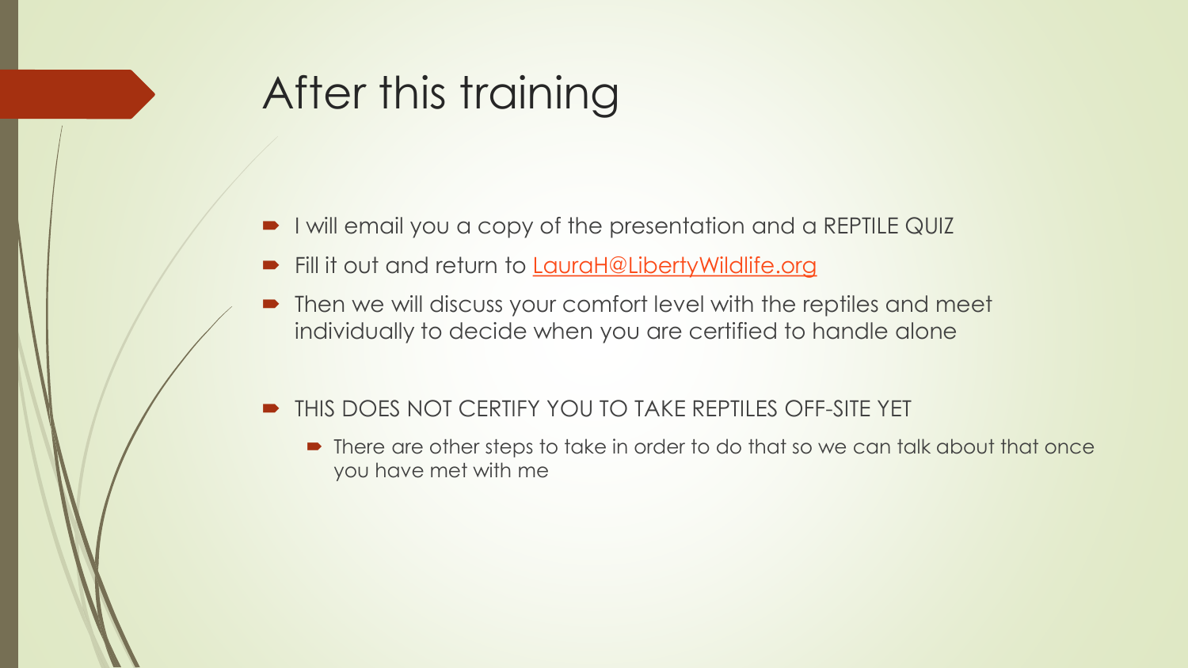# After this training

- I will email you a copy of the presentation and a REPTILE QUIZ
- Fill it out and return to [LauraH@LibertyWildlife.org](mailto:LauraH@LibertyWildlife.org)
- Then we will discuss your comfort level with the reptiles and meet individually to decide when you are certified to handle alone
- THIS DOES NOT CERTIFY YOU TO TAKE REPTILES OFF-SITE YET
  - There are other steps to take in order to do that so we can talk about that once you have met with me